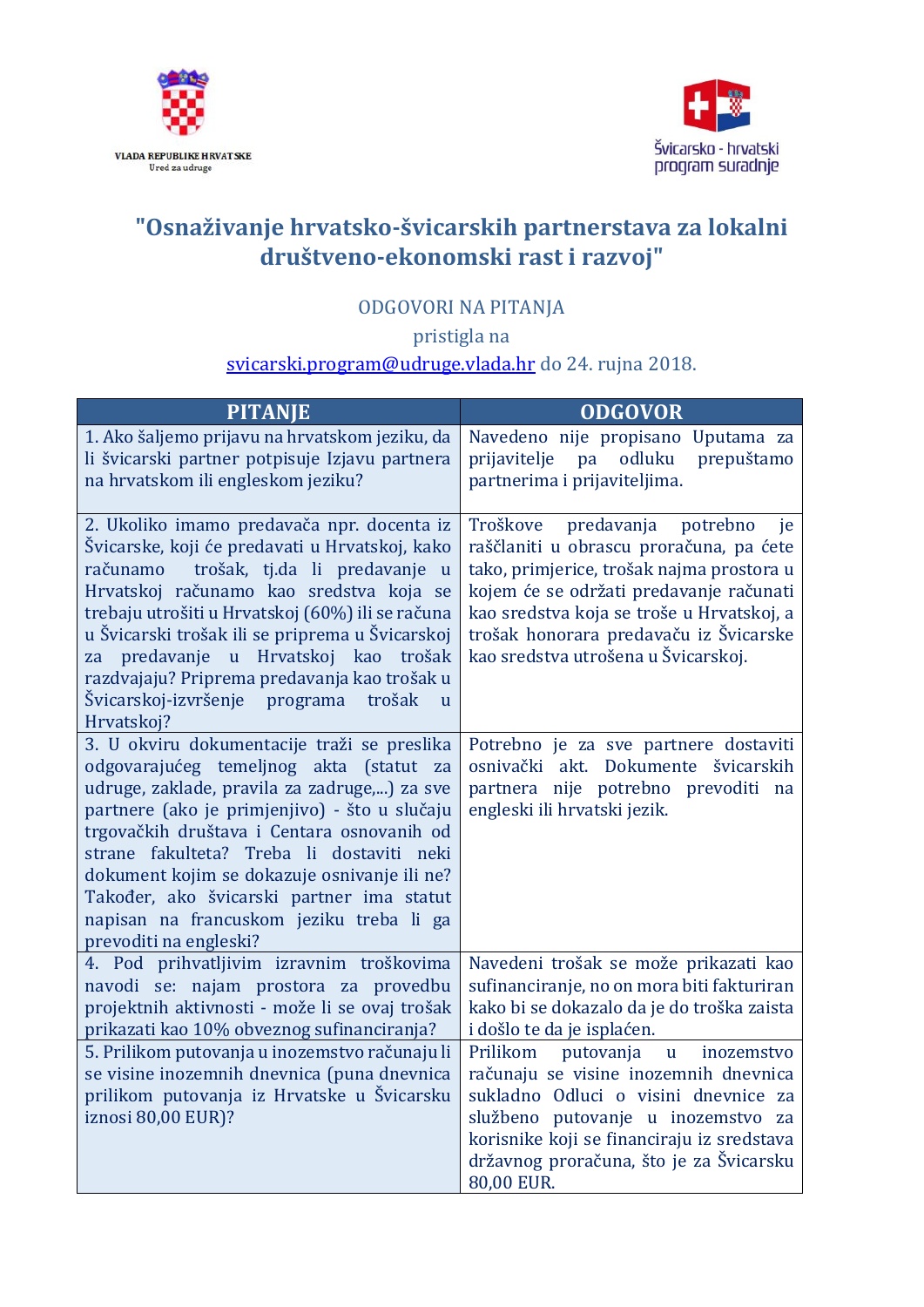VLADA REPUBLIKE HRVATSKE
Ured za udruge

Švicarsko - hrvatski program suradnje

# "Osnaživanje hrvatsko-švicarskih partnerstava za lokalni društveno-ekonomski rast i razvoj"

ODGOVORI NA PITANJA

pristigla na

svicarski.program@udruge.vlada.hr do 24. rujna 2018.

| PITANJE | ODGOVOR |
|---|---|
| 1. Ako šaljemo prijavu na hrvatskom jeziku, da li švicarski partner potpisuje Izjavu partnera na hrvatskom ili engleskom jeziku? | Navedeno nije propisano Uputama za prijavitelje pa odluku prepuštamo partnerima i prijaviteljima. |
| 2. Ukoliko imamo predavača npr. docenta iz Švicarske, koji će predavati u Hrvatskoj, kako računamo trošak, tj.da li predavanje u Hrvatskoj računamo kao sredstva koja se trebaju utrošiti u Hrvatskoj (60%) ili se računa u Švicarski trošak ili se priprema u Švicarskoj za predavanje u Hrvatskoj kao trošak razdvajaju? Priprema predavanja kao trošak u Švicarskoj-izvršenje programa trošak u Hrvatskoj? | Troškove predavanja potrebno je raščlaniti u obrascu proračuna, pa ćete tako, primjerice, trošak najma prostora u kojem će se održati predavanje računati kao sredstva koja se troše u Hrvatskoj, a trošak honorara predavaču iz Švicarske kao sredstva utrošena u Švicarskoj. |
| 3. U okviru dokumentacije traži se preslika odgovarajućeg temeljnog akta (statut za udruge, zaklade, pravila za zadruge,...) za sve partnere (ako je primjenjivo) - što u slučaju trgovačkih društava i Centara osnovanih od strane fakulteta? Treba li dostaviti neki dokument kojim se dokazuje osnivanje ili ne? Također, ako švicarski partner ima statut napisan na francuskom jeziku treba li ga prevoditi na engleski? | Potrebno je za sve partnere dostaviti osnivački akt. Dokumente švicarskih partnera nije potrebno prevoditi na engleski ili hrvatski jezik. |
| 4. Pod prihvatljivim izravnim troškovima navodi se: najam prostora za provedbu projektnih aktivnosti - može li se ovaj trošak prikazati kao 10% obveznog sufinanciranja? | Navedeni trošak se može prikazati kao sufinanciranje, no on mora biti fakturiran kako bi se dokazalo da je do troška zaista i došlo te da je isplaćen. |
| 5. Prilikom putovanja u inozemstvo računaju li se visine inozemnih dnevnica (puna dnevnica prilikom putovanja iz Hrvatske u Švicarsku iznosi 80,00 EUR)? | Prilikom putovanja u inozemstvo računaju se visine inozemnih dnevnica sukladno Odluci o visini dnevnice za službeno putovanje u inozemstvo za korisnike koji se financiraju iz sredstava državnog proračuna, što je za Švicarsku 80,00 EUR. |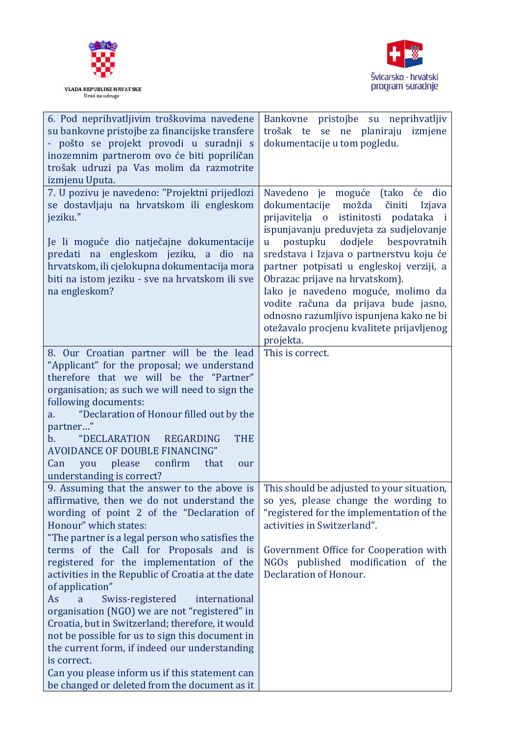VLADA REPUBLIKE HRVATSKE
Ured za udruge

Švicarsko - hrvatski program suradnje

| | |
|---|---|
| 6. Pod neprihvatljivim troškovima navedene su bankovne pristojbe za financijske transfere - pošto se projekt provodi u suradnji s inozemnim partnerom ovo će biti popriličan trošak udruzi pa Vas molim da razmotrite izmjenu Uputa. | Bankovne pristojbe su neprihvatljiv trošak te se ne planiraju izmjene dokumentacije u tom pogledu. |
| 7. U pozivu je navedeno: "Projektni prijedlozi se dostavljaju na hrvatskom ili engleskom jeziku."<br><br>Je li moguće dio natječajne dokumentacije predati na engleskom jeziku, a dio na hrvatskom, ili cjelokupna dokumentacija mora biti na istom jeziku - sve na hrvatskom ili sve na engleskom? | Navedeno je moguće (tako će dio dokumentacije možda činiti Izjava prijavitelja o istinitosti podataka i ispunjavanju preduvjeta za sudjelovanje u postupku dodjele bespovratnih sredstava i Izjava o partnerstvu koju će partner potpisati u engleskoj verziji, a Obrazac prijave na hrvatskom).<br>Iako je navedeno moguće, molimo da vodite računa da prijava bude jasno, odnosno razumljivo ispunjena kako ne bi otežavalo procjenu kvalitete prijavljenog projekta. |
| 8. Our Croatian partner will be the lead "Applicant" for the proposal; we understand therefore that we will be the "Partner" organisation; as such we will need to sign the following documents:<br>a. "Declaration of Honour filled out by the partner…"<br>b. "DECLARATION REGARDING THE AVOIDANCE OF DOUBLE FINANCING"<br>Can you please confirm that our understanding is correct? | This is correct. |
| 9. Assuming that the answer to the above is affirmative, then we do not understand the wording of point 2 of the "Declaration of Honour" which states:<br>"The partner is a legal person who satisfies the terms of the Call for Proposals and is registered for the implementation of the activities in the Republic of Croatia at the date of application"<br>As a Swiss-registered international organisation (NGO) we are not "registered" in Croatia, but in Switzerland; therefore, it would not be possible for us to sign this document in the current form, if indeed our understanding is correct.<br>Can you please inform us if this statement can be changed or deleted from the document as it | This should be adjusted to your situation, so yes, please change the wording to "registered for the implementation of the activities in Switzerland".<br><br>Government Office for Cooperation with NGOs published modification of the Declaration of Honour. |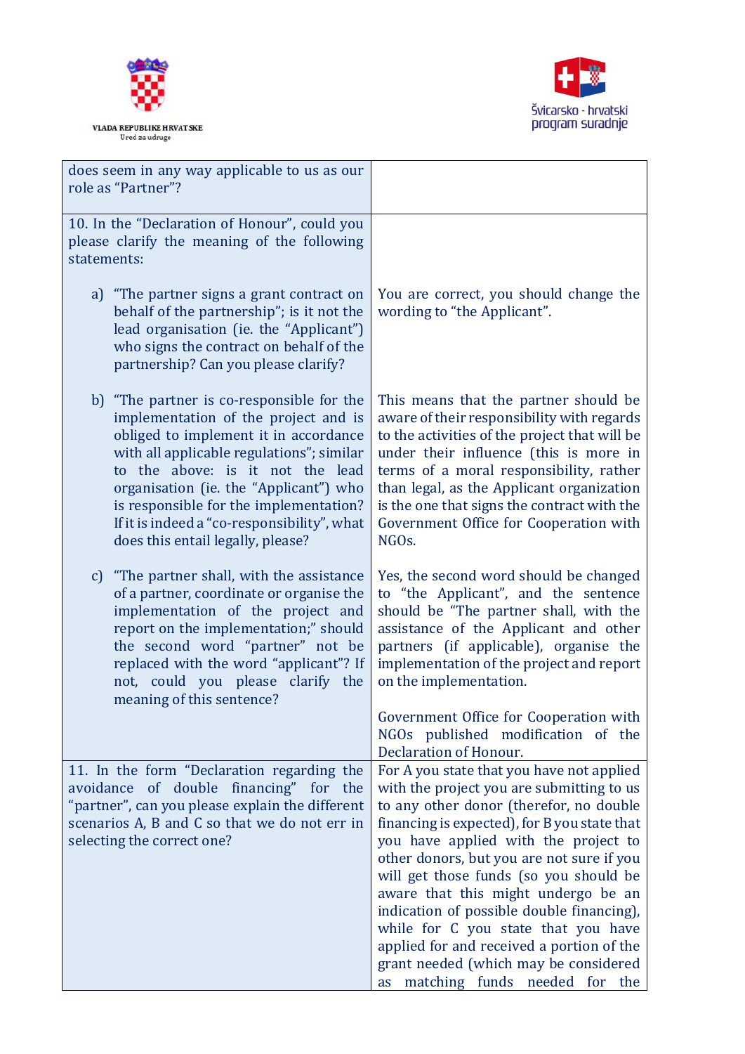| | |
|---|---|
| does seem in any way applicable to us as our role as "Partner"? | |
| 10. In the "Declaration of Honour", could you please clarify the meaning of the following statements: | |
| a) "The partner signs a grant contract on behalf of the partnership"; is it not the lead organisation (ie. the "Applicant") who signs the contract on behalf of the partnership? Can you please clarify? | You are correct, you should change the wording to "the Applicant". |
| b) "The partner is co-responsible for the implementation of the project and is obliged to implement it in accordance with all applicable regulations"; similar to the above: is it not the lead organisation (ie. the "Applicant") who is responsible for the implementation? If it is indeed a "co-responsibility", what does this entail legally, please? | This means that the partner should be aware of their responsibility with regards to the activities of the project that will be under their influence (this is more in terms of a moral responsibility, rather than legal, as the Applicant organization is the one that signs the contract with the Government Office for Cooperation with NGOs. |
| c) "The partner shall, with the assistance of a partner, coordinate or organise the implementation of the project and report on the implementation;" should the second word "partner" not be replaced with the word "applicant"? If not, could you please clarify the meaning of this sentence? | Yes, the second word should be changed to "the Applicant", and the sentence should be "The partner shall, with the assistance of the Applicant and other partners (if applicable), organise the implementation of the project and report on the implementation.<br><br>Government Office for Cooperation with NGOs published modification of the Declaration of Honour. |
| 11. In the form "Declaration regarding the avoidance of double financing" for the "partner", can you please explain the different scenarios A, B and C so that we do not err in selecting the correct one? | For A you state that you have not applied with the project you are submitting to us to any other donor (therefor, no double financing is expected), for B you state that you have applied with the project to other donors, but you are not sure if you will get those funds (so you should be aware that this might undergo be an indication of possible double financing), while for C you state that you have applied for and received a portion of the grant needed (which may be considered as matching funds needed for the |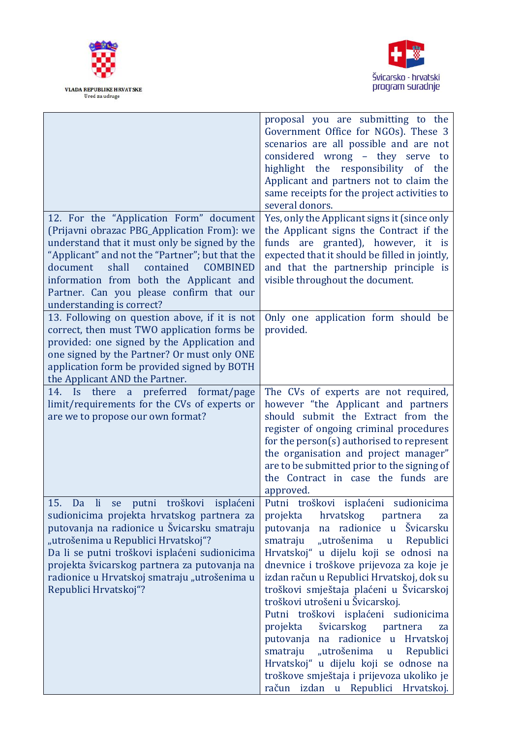| | |
|---|---|
| | proposal you are submitting to the Government Office for NGOs). These 3 scenarios are all possible and are not considered wrong – they serve to highlight the responsibility of the Applicant and partners not to claim the same receipts for the project activities to several donors. |
| 12. For the "Application Form" document (Prijavni obrazac PBG_Application From): we understand that it must only be signed by the "Applicant" and not the "Partner"; but that the document shall contained COMBINED information from both the Applicant and Partner. Can you please confirm that our understanding is correct? | Yes, only the Applicant signs it (since only the Applicant signs the Contract if the funds are granted), however, it is expected that it should be filled in jointly, and that the partnership principle is visible throughout the document. |
| 13. Following on question above, if it is not correct, then must TWO application forms be provided: one signed by the Application and one signed by the Partner? Or must only ONE application form be provided signed by BOTH the Applicant AND the Partner. | Only one application form should be provided. |
| 14. Is there a preferred format/page limit/requirements for the CVs of experts or are we to propose our own format? | The CVs of experts are not required, however "the Applicant and partners should submit the Extract from the register of ongoing criminal procedures for the person(s) authorised to represent the organisation and project manager" are to be submitted prior to the signing of the Contract in case the funds are approved. |
| 15. Da li se putni troškovi isplaćeni sudionicima projekta hrvatskog partnera za putovanja na radionice u Švicarsku smatraju „utrošenima u Republici Hrvatskoj"?<br>Da li se putni troškovi isplaćeni sudionicima projekta švicarskog partnera za putovanja na radionice u Hrvatskoj smatraju „utrošenima u Republici Hrvatskoj"? | Putni troškovi isplaćeni sudionicima projekta hrvatskog partnera za putovanja na radionice u Švicarsku smatraju „utrošenima u Republici Hrvatskoj" u dijelu koji se odnosi na dnevnice i troškove prijevoza za koje je izdan račun u Republici Hrvatskoj, dok su troškovi smještaja plaćeni u Švicarskoj troškovi utrošeni u Švicarskoj.<br>Putni troškovi isplaćeni sudionicima projekta švicarskog partnera za putovanja na radionice u Hrvatskoj smatraju „utrošenima u Republici Hrvatskoj" u dijelu koji se odnose na troškove smještaja i prijevoza ukoliko je račun izdan u Republici Hrvatskoj. |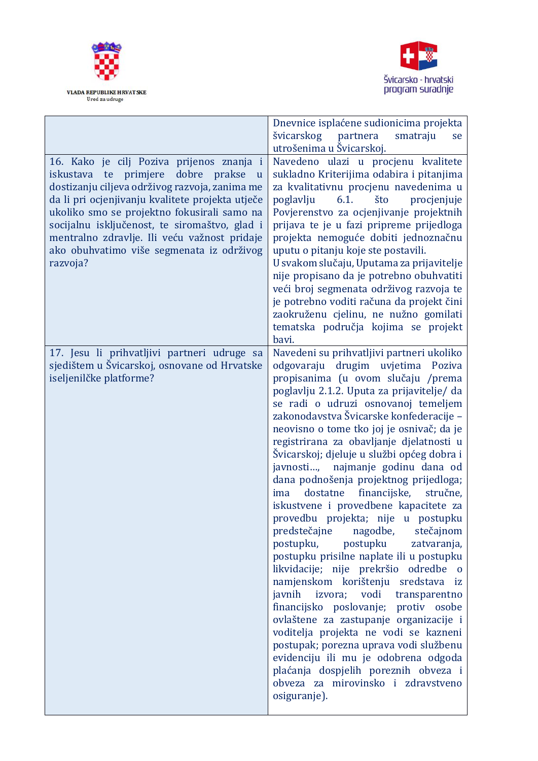| | |
|---|---|
| | Dnevnice isplaćene sudionicima projekta švicarskog partnera smatraju se utrošenima u Švicarskoj. |
| 16. Kako je cilj Poziva prijenos znanja i iskustava te primjere dobre prakse u dostizanju ciljeva održivog razvoja, zanima me da li pri ocjenjivanju kvalitete projekta utječe ukoliko smo se projektno fokusirali samo na socijalnu isključenost, te siromaštvo, glad i mentralno zdravlje. Ili veću važnost pridaje ako obuhvatimo više segmenata iz održivog razvoja? | Navedeno ulazi u procjenu kvalitete sukladno Kriterijima odabira i pitanjima za kvalitativnu procjenu navedenima u poglavlju 6.1. što procjenjuje Povjerenstvo za ocjenjivanje projektnih prijava te je u fazi pripreme prijedloga projekta nemoguće dobiti jednoznačnu uputu o pitanju koje ste postavili.<br>U svakom slučaju, Uputama za prijavitelje nije propisano da je potrebno obuhvatiti veći broj segmenata održivog razvoja te je potrebno voditi računa da projekt čini zaokruženu cjelinu, ne nužno gomilati tematska područja kojima se projekt bavi. |
| 17. Jesu li prihvatljivi partneri udruge sa sjedištem u Švicarskoj, osnovane od Hrvatske iseljenilčke platforme? | Navedeni su prihvatljivi partneri ukoliko odgovaraju drugim uvjetima Poziva propisanima (u ovom slučaju /prema poglavlju 2.1.2. Uputa za prijavitelje/ da se radi o udruzi osnovanoj temeljem zakonodavstva Švicarske konfederacije – neovisno o tome tko joj je osnivač; da je registrirana za obavljanje djelatnosti u Švicarskoj; djeluje u službi općeg dobra i javnosti…, najmanje godinu dana od dana podnošenja projektnog prijedloga; ima dostatne financijske, stručne, iskustvene i provedbene kapacitete za provedbu projekta; nije u postupku predstečajne nagodbe, stečajnom postupku, postupku zatvaranja, postupku prisilne naplate ili u postupku likvidacije; nije prekršio odredbe o namjenskom korištenju sredstava iz javnih izvora; vodi transparentno financijsko poslovanje; protiv osobe ovlaštene za zastupanje organizacije i voditelja projekta ne vodi se kazneni postupak; porezna uprava vodi službenu evidenciju ili mu je odobrena odgoda plaćanja dospjelih poreznih obveza i obveza za mirovinsko i zdravstveno osiguranje). |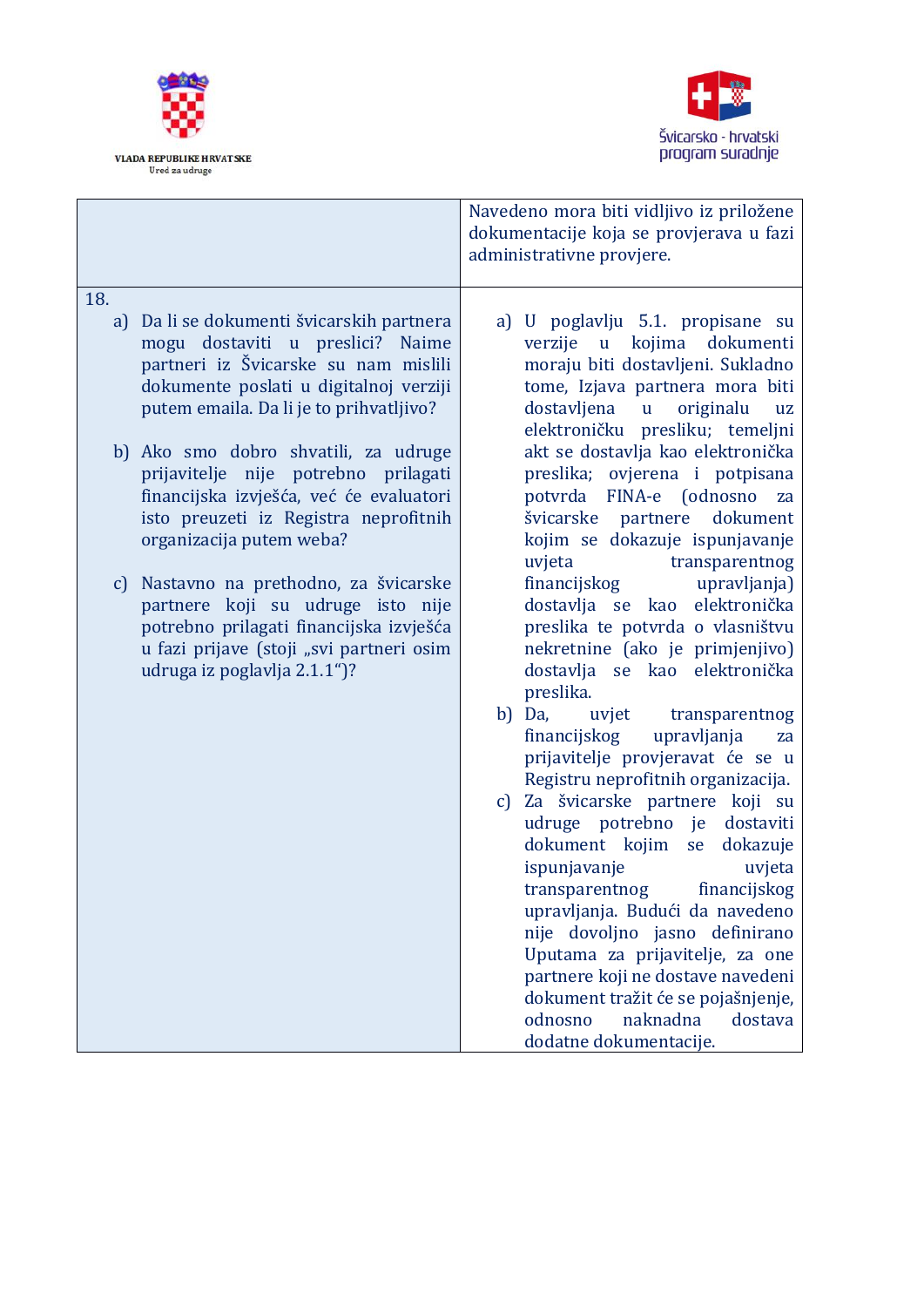| | |
|---|---|
| | Navedeno mora biti vidljivo iz priložene dokumentacije koja se provjerava u fazi administrativne provjere. |
| 18.<br>a) Da li se dokumenti švicarskih partnera mogu dostaviti u preslici? Naime partneri iz Švicarske su nam mislili dokumente poslati u digitalnoj verziji putem emaila. Da li je to prihvatljivo?<br><br>b) Ako smo dobro shvatili, za udruge prijavitelje nije potrebno prilagati financijska izvješća, već će evaluatori isto preuzeti iz Registra neprofitnih organizacija putem weba?<br><br>c) Nastavno na prethodno, za švicarske partnere koji su udruge isto nije potrebno prilagati financijska izvješća u fazi prijave (stoji „svi partneri osim udruga iz poglavlja 2.1.1")? | a) U poglavlju 5.1. propisane su verzije u kojima dokumenti moraju biti dostavljeni. Sukladno tome, Izjava partnera mora biti dostavljena u originalu uz elektroničku presliku; temeljni akt se dostavlja kao elektronička preslika; ovjerena i potpisana potvrda FINA-e (odnosno za švicarske partnere dokument kojim se dokazuje ispunjavanje uvjeta transparentnog financijskog upravljanja) dostavlja se kao elektronička preslika te potvrda o vlasništvu nekretnine (ako je primjenjivo) dostavlja se kao elektronička preslika.<br>b) Da, uvjet transparentnog financijskog upravljanja za prijavitelje provjeravat će se u Registru neprofitnih organizacija.<br>c) Za švicarske partnere koji su udruge potrebno je dostaviti dokument kojim se dokazuje ispunjavanje uvjeta transparentnog financijskog upravljanja. Budući da navedeno nije dovoljno jasno definirano Uputama za prijavitelje, za one partnere koji ne dostave navedeni dokument tražit će se pojašnjenje, odnosno naknadna dostava dodatne dokumentacije. |